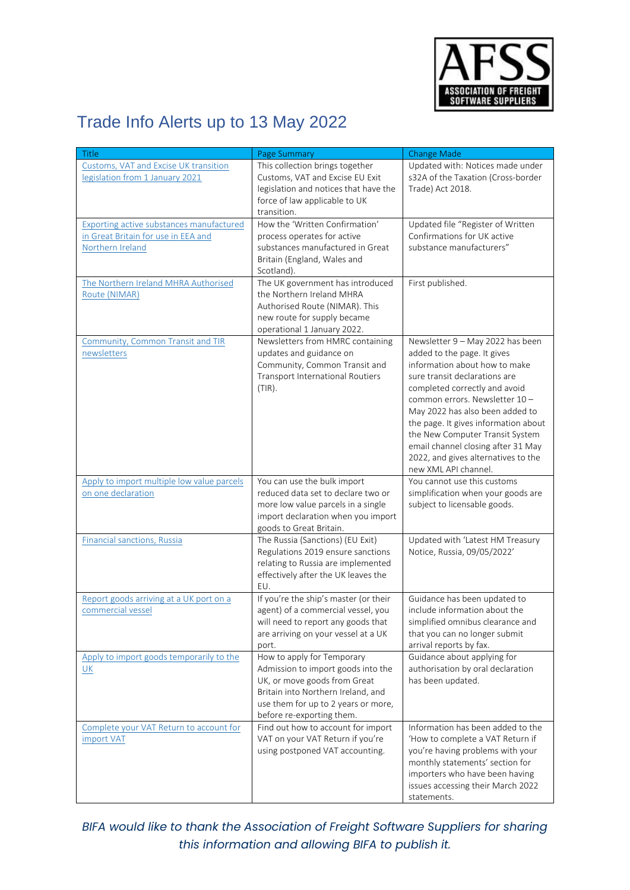# Trade Info Alerts up to 13 May 2022

| Title | Page Summary | Change Made |
| --- | --- | --- |
| Customs, VAT and Excise UK transition legislation from 1 January 2021 | This collection brings together Customs, VAT and Excise EU Exit legislation and notices that have the force of law applicable to UK transition. | Updated with: Notices made under s32A of the Taxation (Cross-border Trade) Act 2018. |
| Exporting active substances manufactured in Great Britain for use in EEA and Northern Ireland | How the 'Written Confirmation' process operates for active substances manufactured in Great Britain (England, Wales and Scotland). | Updated file "Register of Written Confirmations for UK active substance manufacturers" |
| The Northern Ireland MHRA Authorised Route (NIMAR) | The UK government has introduced the Northern Ireland MHRA Authorised Route (NIMAR). This new route for supply became operational 1 January 2022. | First published. |
| Community, Common Transit and TIR newsletters | Newsletters from HMRC containing updates and guidance on Community, Common Transit and Transport International Routiers (TIR). | Newsletter 9 – May 2022 has been added to the page. It gives information about how to make sure transit declarations are completed correctly and avoid common errors. Newsletter 10 – May 2022 has also been added to the page. It gives information about the New Computer Transit System email channel closing after 31 May 2022, and gives alternatives to the new XML API channel. |
| Apply to import multiple low value parcels on one declaration | You can use the bulk import reduced data set to declare two or more low value parcels in a single import declaration when you import goods to Great Britain. | You cannot use this customs simplification when your goods are subject to licensable goods. |
| Financial sanctions, Russia | The Russia (Sanctions) (EU Exit) Regulations 2019 ensure sanctions relating to Russia are implemented effectively after the UK leaves the EU. | Updated with 'Latest HM Treasury Notice, Russia, 09/05/2022' |
| Report goods arriving at a UK port on a commercial vessel | If you're the ship's master (or their agent) of a commercial vessel, you will need to report any goods that are arriving on your vessel at a UK port. | Guidance has been updated to include information about the simplified omnibus clearance and that you can no longer submit arrival reports by fax. |
| Apply to import goods temporarily to the UK | How to apply for Temporary Admission to import goods into the UK, or move goods from Great Britain into Northern Ireland, and use them for up to 2 years or more, before re-exporting them. | Guidance about applying for authorisation by oral declaration has been updated. |
| Complete your VAT Return to account for import VAT | Find out how to account for import VAT on your VAT Return if you're using postponed VAT accounting. | Information has been added to the 'How to complete a VAT Return if you're having problems with your monthly statements' section for importers who have been having issues accessing their March 2022 statements. |

*BIFA would like to thank the Association of Freight Software Suppliers for sharing this information and allowing BIFA to publish it.*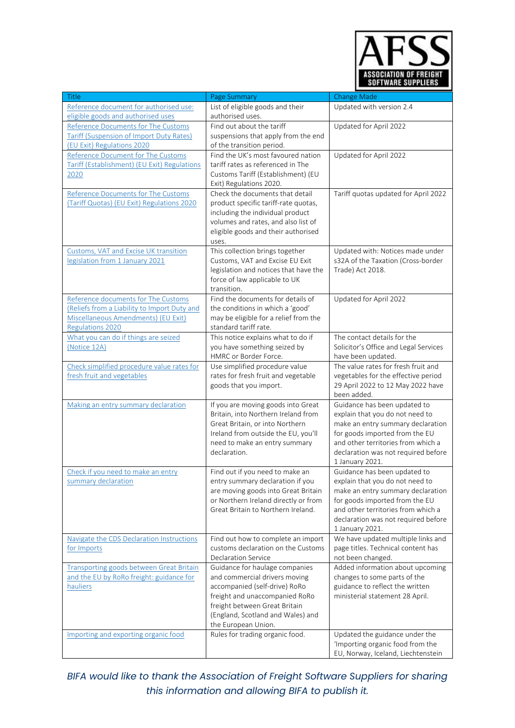| Title | Page Summary | Change Made |
|---|---|---|
| Reference document for authorised use: eligible goods and authorised uses | List of eligible goods and their authorised uses. | Updated with version 2.4 |
| Reference Documents for The Customs Tariff (Suspension of Import Duty Rates) (EU Exit) Regulations 2020 | Find out about the tariff suspensions that apply from the end of the transition period. | Updated for April 2022 |
| Reference Document for The Customs Tariff (Establishment) (EU Exit) Regulations 2020 | Find the UK's most favoured nation tariff rates as referenced in The Customs Tariff (Establishment) (EU Exit) Regulations 2020. | Updated for April 2022 |
| Reference Documents for The Customs (Tariff Quotas) (EU Exit) Regulations 2020 | Check the documents that detail product specific tariff-rate quotas, including the individual product volumes and rates, and also list of eligible goods and their authorised uses. | Tariff quotas updated for April 2022 |
| Customs, VAT and Excise UK transition legislation from 1 January 2021 | This collection brings together Customs, VAT and Excise EU Exit legislation and notices that have the force of law applicable to UK transition. | Updated with: Notices made under s32A of the Taxation (Cross-border Trade) Act 2018. |
| Reference documents for The Customs (Reliefs from a Liability to Import Duty and Miscellaneous Amendments) (EU Exit) Regulations 2020 | Find the documents for details of the conditions in which a 'good' may be eligible for a relief from the standard tariff rate. | Updated for April 2022 |
| What you can do if things are seized (Notice 12A) | This notice explains what to do if you have something seized by HMRC or Border Force. | The contact details for the Solicitor's Office and Legal Services have been updated. |
| Check simplified procedure value rates for fresh fruit and vegetables | Use simplified procedure value rates for fresh fruit and vegetable goods that you import. | The value rates for fresh fruit and vegetables for the effective period 29 April 2022 to 12 May 2022 have been added. |
| Making an entry summary declaration | If you are moving goods into Great Britain, into Northern Ireland from Great Britain, or into Northern Ireland from outside the EU, you'll need to make an entry summary declaration. | Guidance has been updated to explain that you do not need to make an entry summary declaration for goods imported from the EU and other territories from which a declaration was not required before 1 January 2021. |
| Check if you need to make an entry summary declaration | Find out if you need to make an entry summary declaration if you are moving goods into Great Britain or Northern Ireland directly or from Great Britain to Northern Ireland. | Guidance has been updated to explain that you do not need to make an entry summary declaration for goods imported from the EU and other territories from which a declaration was not required before 1 January 2021. |
| Navigate the CDS Declaration Instructions for Imports | Find out how to complete an import customs declaration on the Customs Declaration Service | We have updated multiple links and page titles. Technical content has not been changed. |
| Transporting goods between Great Britain and the EU by RoRo freight: guidance for hauliers | Guidance for haulage companies and commercial drivers moving accompanied (self-drive) RoRo freight and unaccompanied RoRo freight between Great Britain (England, Scotland and Wales) and the European Union. | Added information about upcoming changes to some parts of the guidance to reflect the written ministerial statement 28 April. |
| Importing and exporting organic food | Rules for trading organic food. | Updated the guidance under the 'Importing organic food from the EU, Norway, Iceland, Liechtenstein |

*BIFA would like to thank the Association of Freight Software Suppliers for sharing this information and allowing BIFA to publish it.*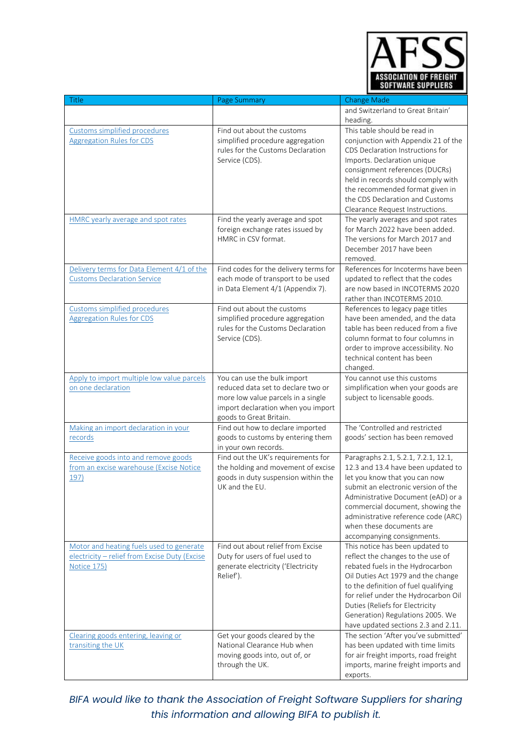| Title | Page Summary | Change Made |
|---|---|---|
| | | and Switzerland to Great Britain' heading. |
| Customs simplified procedures Aggregation Rules for CDS | Find out about the customs simplified procedure aggregation rules for the Customs Declaration Service (CDS). | This table should be read in conjunction with Appendix 21 of the CDS Declaration Instructions for Imports. Declaration unique consignment references (DUCRs) held in records should comply with the recommended format given in the CDS Declaration and Customs Clearance Request Instructions. |
| HMRC yearly average and spot rates | Find the yearly average and spot foreign exchange rates issued by HMRC in CSV format. | The yearly averages and spot rates for March 2022 have been added. The versions for March 2017 and December 2017 have been removed. |
| Delivery terms for Data Element 4/1 of the Customs Declaration Service | Find codes for the delivery terms for each mode of transport to be used in Data Element 4/1 (Appendix 7). | References for Incoterms have been updated to reflect that the codes are now based in INCOTERMS 2020 rather than INCOTERMS 2010. |
| Customs simplified procedures Aggregation Rules for CDS | Find out about the customs simplified procedure aggregation rules for the Customs Declaration Service (CDS). | References to legacy page titles have been amended, and the data table has been reduced from a five column format to four columns in order to improve accessibility. No technical content has been changed. |
| Apply to import multiple low value parcels on one declaration | You can use the bulk import reduced data set to declare two or more low value parcels in a single import declaration when you import goods to Great Britain. | You cannot use this customs simplification when your goods are subject to licensable goods. |
| Making an import declaration in your records | Find out how to declare imported goods to customs by entering them in your own records. | The 'Controlled and restricted goods' section has been removed |
| Receive goods into and remove goods from an excise warehouse (Excise Notice 197) | Find out the UK's requirements for the holding and movement of excise goods in duty suspension within the UK and the EU. | Paragraphs 2.1, 5.2.1, 7.2.1, 12.1, 12.3 and 13.4 have been updated to let you know that you can now submit an electronic version of the Administrative Document (eAD) or a commercial document, showing the administrative reference code (ARC) when these documents are accompanying consignments. |
| Motor and heating fuels used to generate electricity – relief from Excise Duty (Excise Notice 175) | Find out about relief from Excise Duty for users of fuel used to generate electricity ('Electricity Relief'). | This notice has been updated to reflect the changes to the use of rebated fuels in the Hydrocarbon Oil Duties Act 1979 and the change to the definition of fuel qualifying for relief under the Hydrocarbon Oil Duties (Reliefs for Electricity Generation) Regulations 2005. We have updated sections 2.3 and 2.11. |
| Clearing goods entering, leaving or transiting the UK | Get your goods cleared by the National Clearance Hub when moving goods into, out of, or through the UK. | The section 'After you've submitted' has been updated with time limits for air freight imports, road freight imports, marine freight imports and exports. |

*BIFA would like to thank the Association of Freight Software Suppliers for sharing this information and allowing BIFA to publish it.*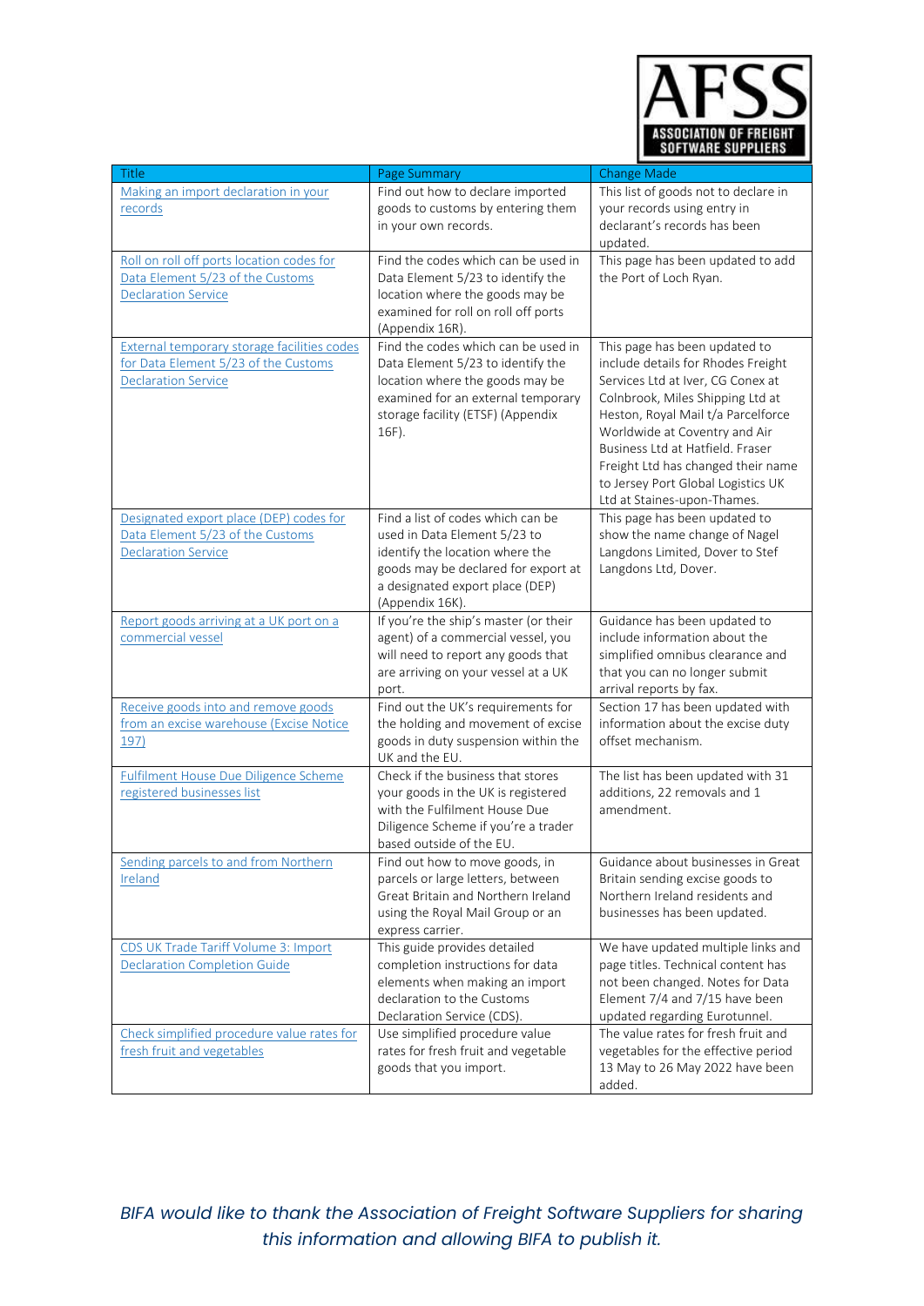| Title | Page Summary | Change Made |
|---|---|---|
| Making an import declaration in your records | Find out how to declare imported goods to customs by entering them in your own records. | This list of goods not to declare in your records using entry in declarant's records has been updated. |
| Roll on roll off ports location codes for Data Element 5/23 of the Customs Declaration Service | Find the codes which can be used in Data Element 5/23 to identify the location where the goods may be examined for roll on roll off ports (Appendix 16R). | This page has been updated to add the Port of Loch Ryan. |
| External temporary storage facilities codes for Data Element 5/23 of the Customs Declaration Service | Find the codes which can be used in Data Element 5/23 to identify the location where the goods may be examined for an external temporary storage facility (ETSF) (Appendix 16F). | This page has been updated to include details for Rhodes Freight Services Ltd at Iver, CG Conex at Colnbrook, Miles Shipping Ltd at Heston, Royal Mail t/a Parcelforce Worldwide at Coventry and Air Business Ltd at Hatfield. Fraser Freight Ltd has changed their name to Jersey Port Global Logistics UK Ltd at Staines-upon-Thames. |
| Designated export place (DEP) codes for Data Element 5/23 of the Customs Declaration Service | Find a list of codes which can be used in Data Element 5/23 to identify the location where the goods may be declared for export at a designated export place (DEP) (Appendix 16K). | This page has been updated to show the name change of Nagel Langdons Limited, Dover to Stef Langdons Ltd, Dover. |
| Report goods arriving at a UK port on a commercial vessel | If you're the ship's master (or their agent) of a commercial vessel, you will need to report any goods that are arriving on your vessel at a UK port. | Guidance has been updated to include information about the simplified omnibus clearance and that you can no longer submit arrival reports by fax. |
| Receive goods into and remove goods from an excise warehouse (Excise Notice 197) | Find out the UK's requirements for the holding and movement of excise goods in duty suspension within the UK and the EU. | Section 17 has been updated with information about the excise duty offset mechanism. |
| Fulfilment House Due Diligence Scheme registered businesses list | Check if the business that stores your goods in the UK is registered with the Fulfilment House Due Diligence Scheme if you're a trader based outside of the EU. | The list has been updated with 31 additions, 22 removals and 1 amendment. |
| Sending parcels to and from Northern Ireland | Find out how to move goods, in parcels or large letters, between Great Britain and Northern Ireland using the Royal Mail Group or an express carrier. | Guidance about businesses in Great Britain sending excise goods to Northern Ireland residents and businesses has been updated. |
| CDS UK Trade Tariff Volume 3: Import Declaration Completion Guide | This guide provides detailed completion instructions for data elements when making an import declaration to the Customs Declaration Service (CDS). | We have updated multiple links and page titles. Technical content has not been changed. Notes for Data Element 7/4 and 7/15 have been updated regarding Eurotunnel. |
| Check simplified procedure value rates for fresh fruit and vegetables | Use simplified procedure value rates for fresh fruit and vegetable goods that you import. | The value rates for fresh fruit and vegetables for the effective period 13 May to 26 May 2022 have been added. |

*BIFA would like to thank the Association of Freight Software Suppliers for sharing this information and allowing BIFA to publish it.*